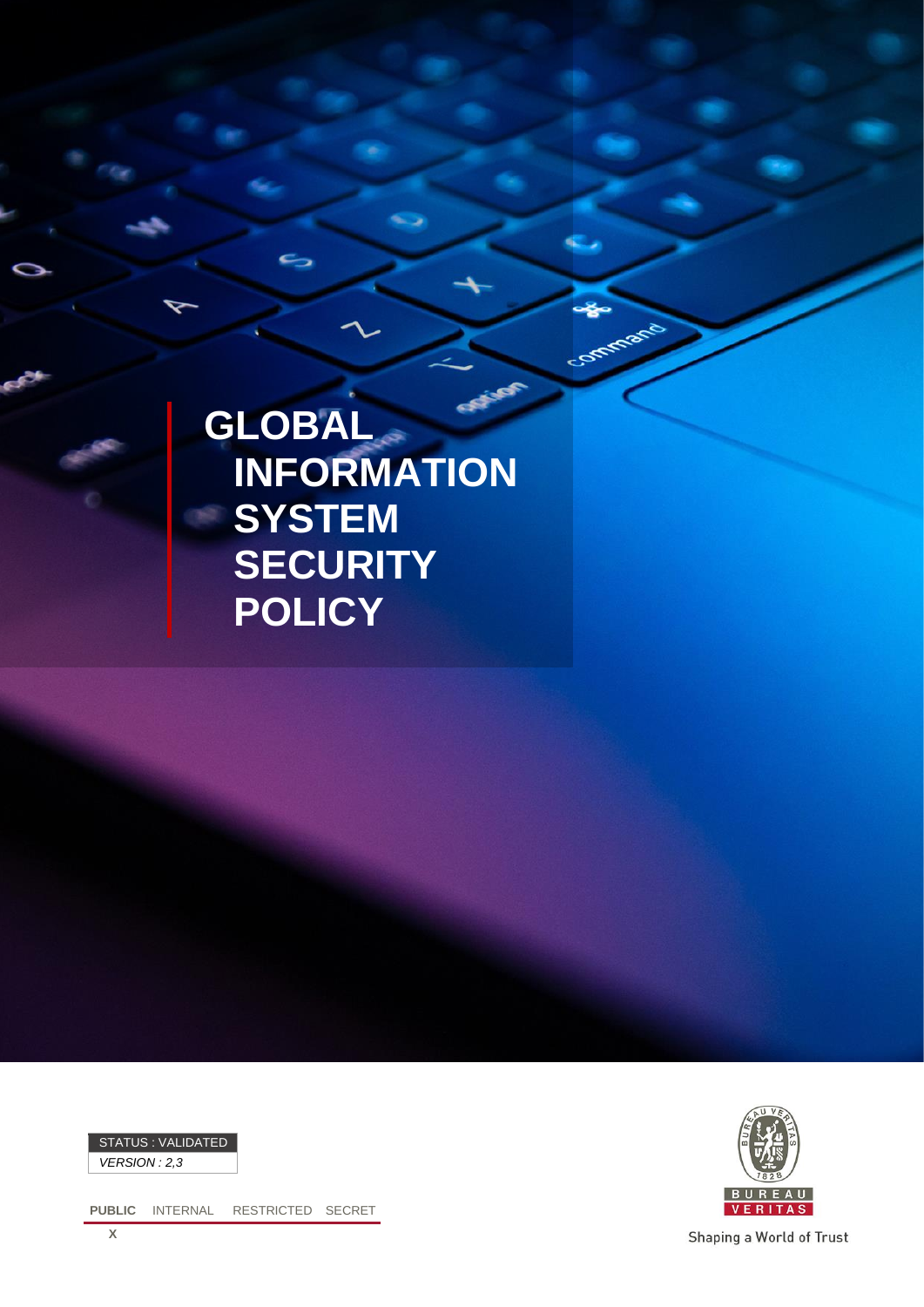# GLOBAL INFORMATION SYSTEM SECURITY POLICY

| STATUS : VALIDATED |
| --- |
| *VERSION : 2,3* |

| **PUBLIC** | INTERNAL | RESTRICTED | SECRET |
| --- | --- | --- | --- |
| X | | | |

BUREAU VERITAS

Shaping a World of Trust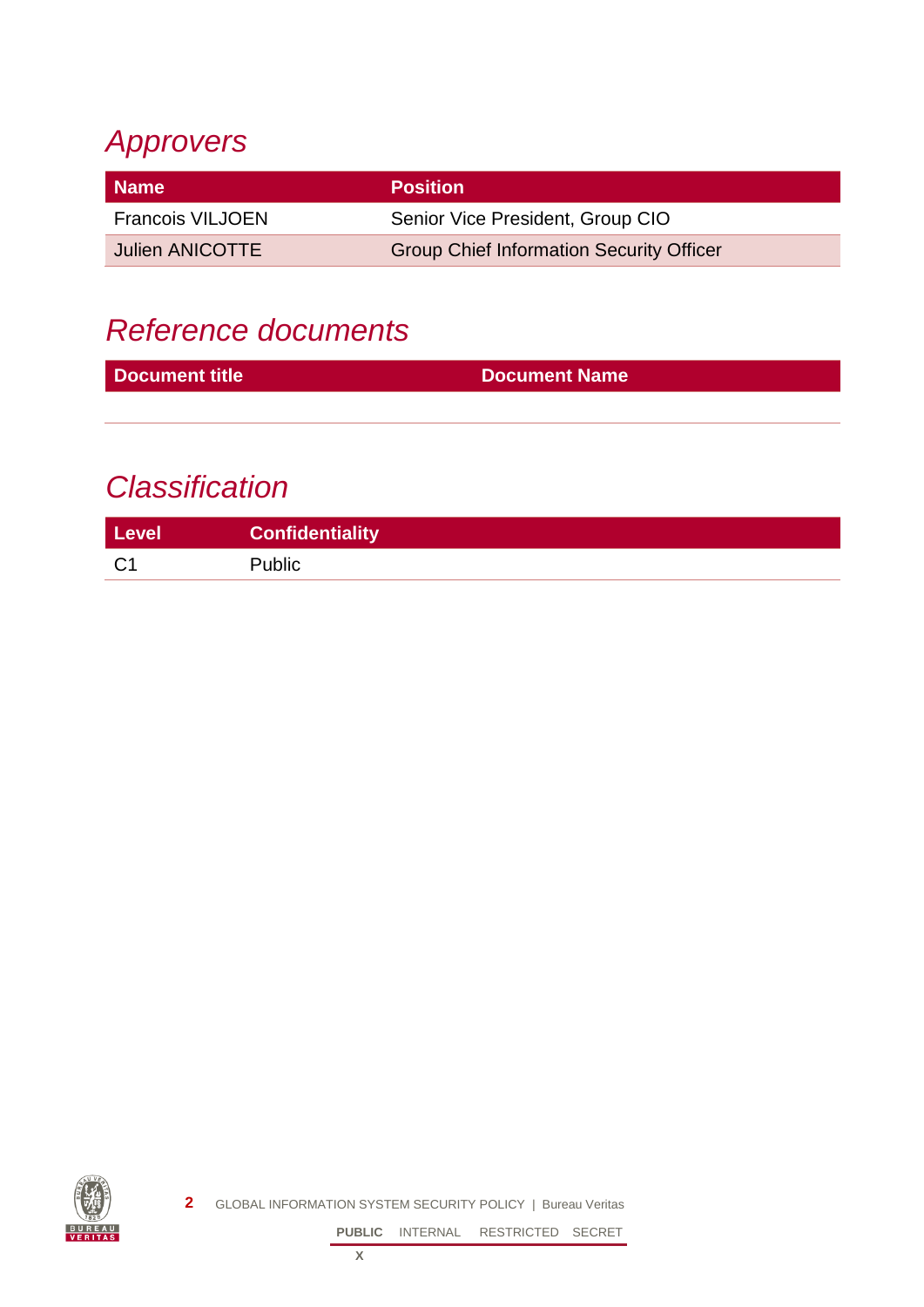## *Approvers*

| Name | Position |
|---|---|
| Francois VILJOEN | Senior Vice President, Group CIO |
| Julien ANICOTTE | Group Chief Information Security Officer |

## *Reference documents*

| Document title | Document Name |
|---|---|
| | |

## *Classification*

| Level | Confidentiality |
|---|---|
| C1 | Public |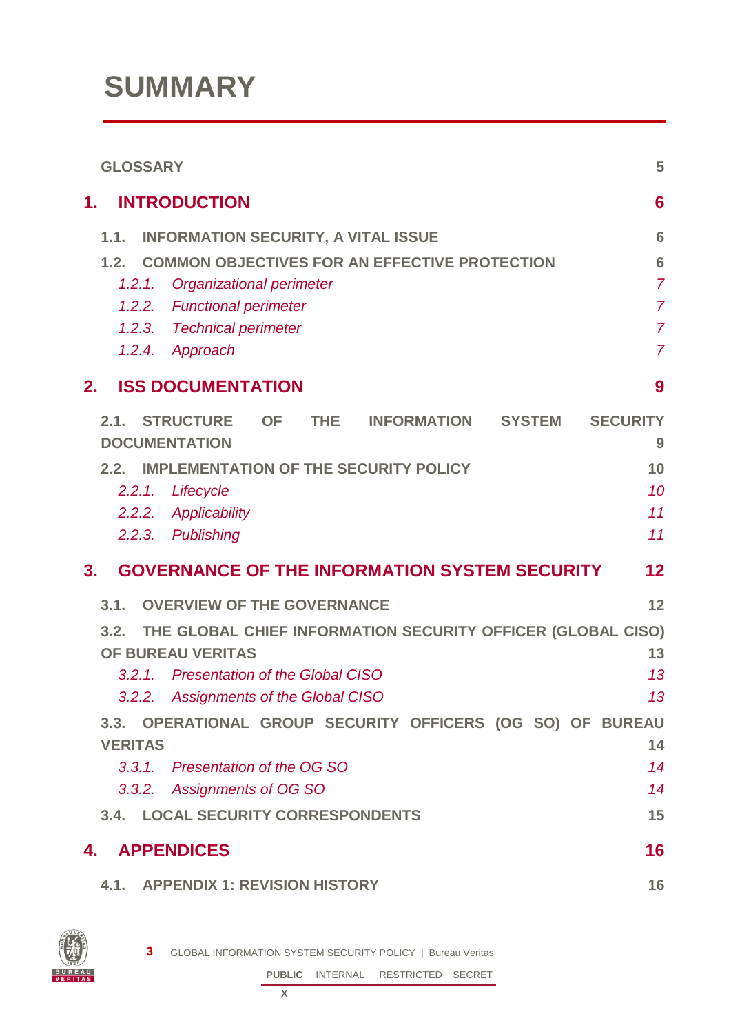# SUMMARY

GLOSSARY 5

1. INTRODUCTION 6

- 1.1. INFORMATION SECURITY, A VITAL ISSUE 6
- 1.2. COMMON OBJECTIVES FOR AN EFFECTIVE PROTECTION 6
  - *1.2.1. Organizational perimeter 7*
  - *1.2.2. Functional perimeter 7*
  - *1.2.3. Technical perimeter 7*
  - *1.2.4. Approach 7*

2. ISS DOCUMENTATION 9

- 2.1. STRUCTURE OF THE INFORMATION SYSTEM SECURITY DOCUMENTATION 9
- 2.2. IMPLEMENTATION OF THE SECURITY POLICY 10
  - *2.2.1. Lifecycle 10*
  - *2.2.2. Applicability 11*
  - *2.2.3. Publishing 11*

3. GOVERNANCE OF THE INFORMATION SYSTEM SECURITY 12

- 3.1. OVERVIEW OF THE GOVERNANCE 12
- 3.2. THE GLOBAL CHIEF INFORMATION SECURITY OFFICER (GLOBAL CISO) OF BUREAU VERITAS 13
  - *3.2.1. Presentation of the Global CISO 13*
  - *3.2.2. Assignments of the Global CISO 13*
- 3.3. OPERATIONAL GROUP SECURITY OFFICERS (OG SO) OF BUREAU VERITAS 14
  - *3.3.1. Presentation of the OG SO 14*
  - *3.3.2. Assignments of OG SO 14*
- 3.4. LOCAL SECURITY CORRESPONDENTS 15

4. APPENDICES 16

- 4.1. APPENDIX 1: REVISION HISTORY 16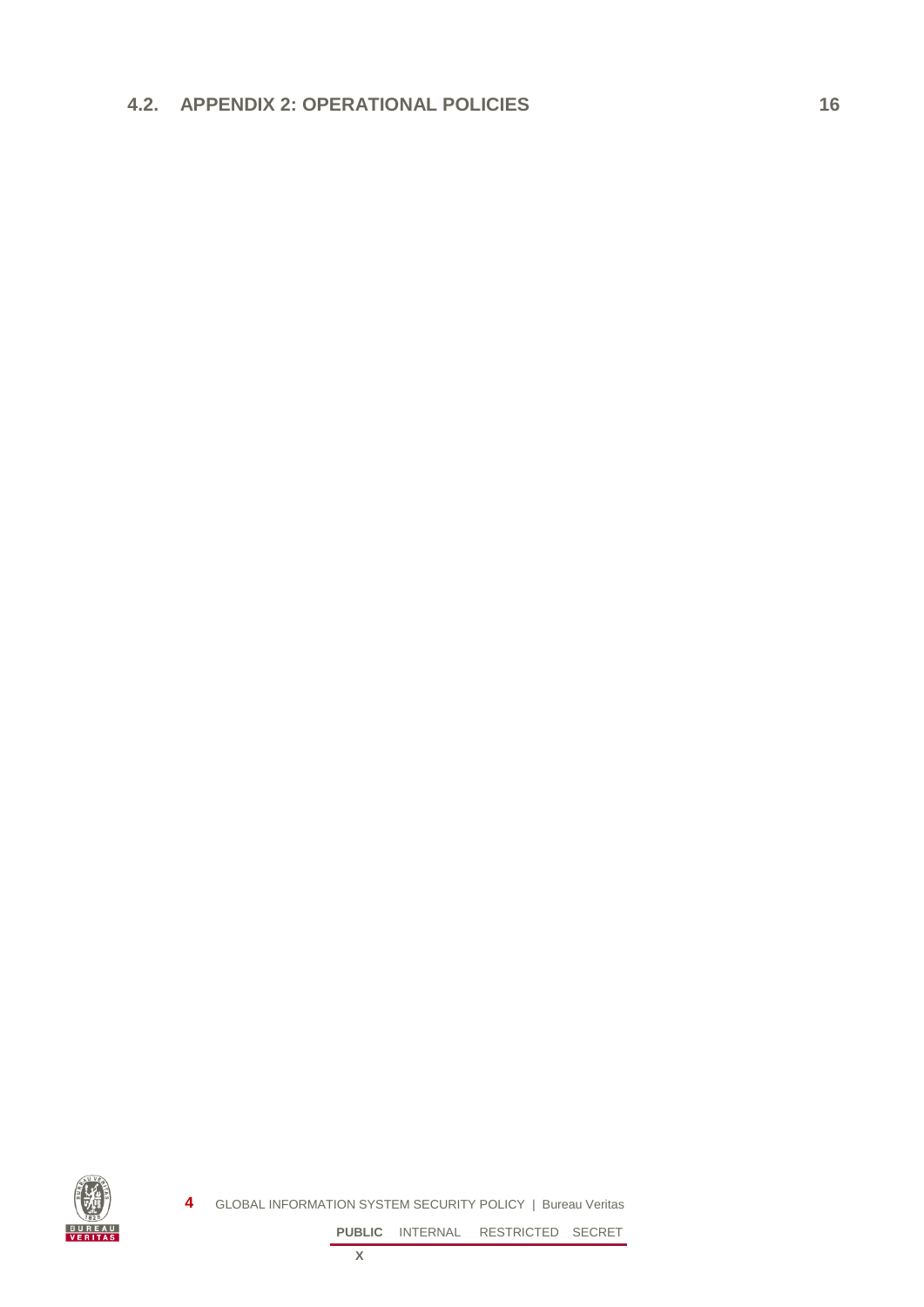4.2. APPENDIX 2: OPERATIONAL POLICIES 16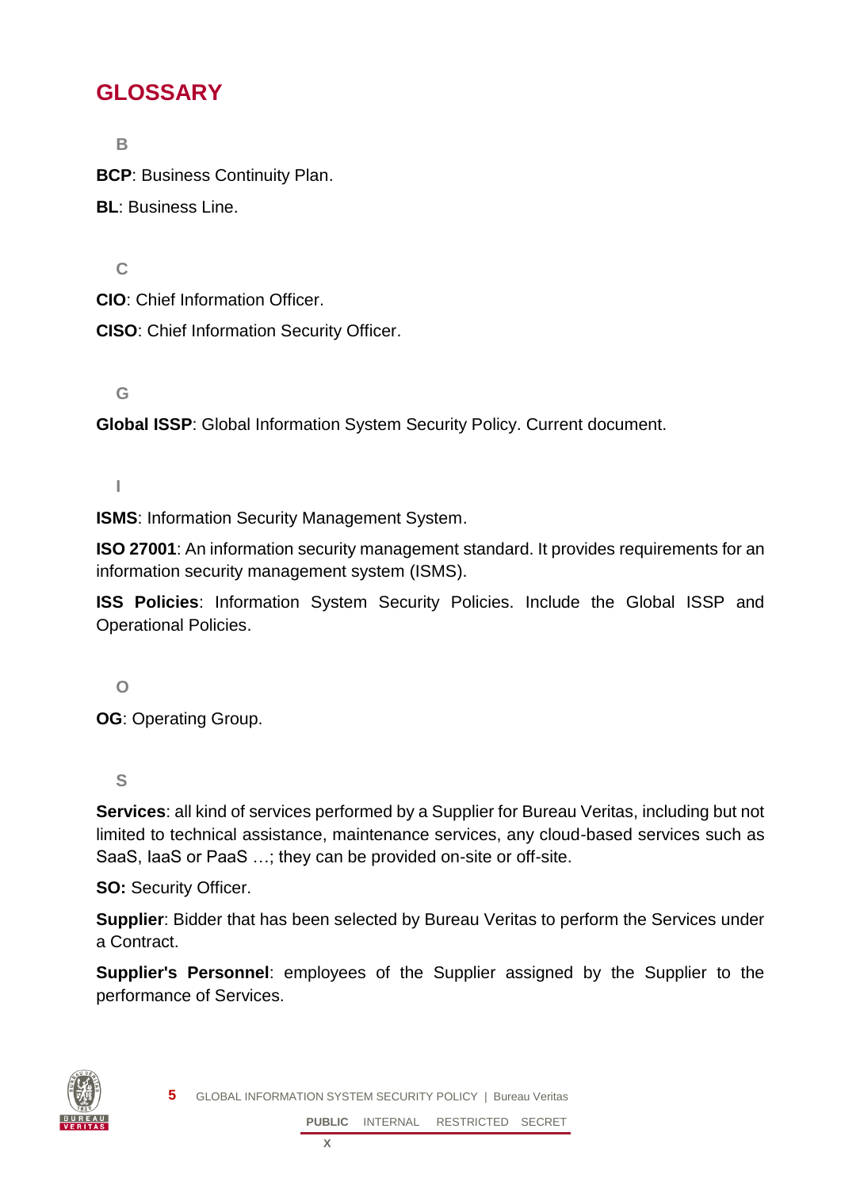# GLOSSARY

**B**

**BCP**: Business Continuity Plan.

**BL**: Business Line.

**C**

**CIO**: Chief Information Officer.

**CISO**: Chief Information Security Officer.

**G**

**Global ISSP**: Global Information System Security Policy. Current document.

**I**

**ISMS**: Information Security Management System.

**ISO 27001**: An information security management standard. It provides requirements for an information security management system (ISMS).

**ISS Policies**: Information System Security Policies. Include the Global ISSP and Operational Policies.

**O**

**OG**: Operating Group.

**S**

**Services**: all kind of services performed by a Supplier for Bureau Veritas, including but not limited to technical assistance, maintenance services, any cloud-based services such as SaaS, IaaS or PaaS …; they can be provided on-site or off-site.

**SO:** Security Officer.

**Supplier**: Bidder that has been selected by Bureau Veritas to perform the Services under a Contract.

**Supplier's Personnel**: employees of the Supplier assigned by the Supplier to the performance of Services.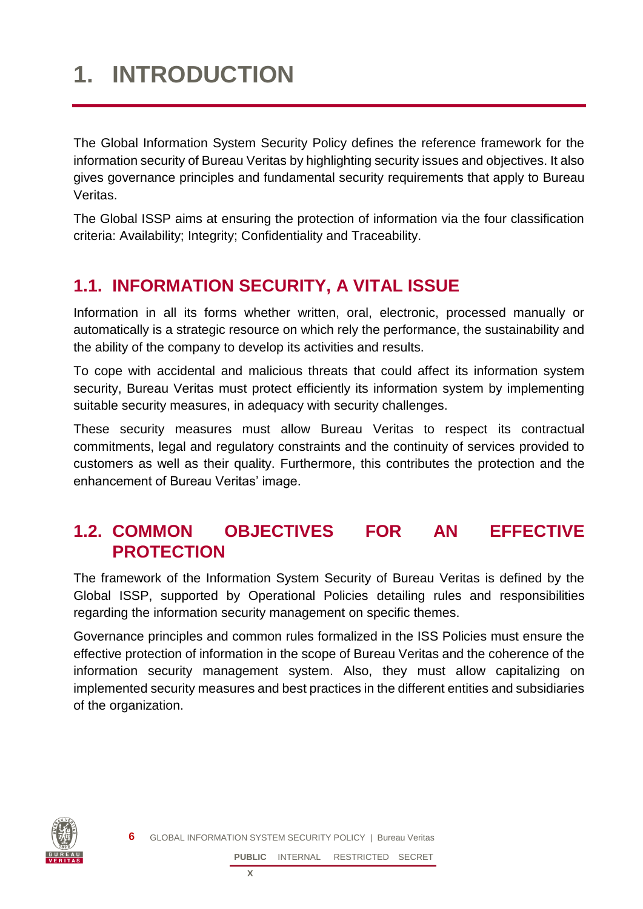# 1. INTRODUCTION

The Global Information System Security Policy defines the reference framework for the information security of Bureau Veritas by highlighting security issues and objectives. It also gives governance principles and fundamental security requirements that apply to Bureau Veritas.

The Global ISSP aims at ensuring the protection of information via the four classification criteria: Availability; Integrity; Confidentiality and Traceability.

## 1.1. INFORMATION SECURITY, A VITAL ISSUE

Information in all its forms whether written, oral, electronic, processed manually or automatically is a strategic resource on which rely the performance, the sustainability and the ability of the company to develop its activities and results.

To cope with accidental and malicious threats that could affect its information system security, Bureau Veritas must protect efficiently its information system by implementing suitable security measures, in adequacy with security challenges.

These security measures must allow Bureau Veritas to respect its contractual commitments, legal and regulatory constraints and the continuity of services provided to customers as well as their quality. Furthermore, this contributes the protection and the enhancement of Bureau Veritas' image.

## 1.2. COMMON OBJECTIVES FOR AN EFFECTIVE PROTECTION

The framework of the Information System Security of Bureau Veritas is defined by the Global ISSP, supported by Operational Policies detailing rules and responsibilities regarding the information security management on specific themes.

Governance principles and common rules formalized in the ISS Policies must ensure the effective protection of information in the scope of Bureau Veritas and the coherence of the information security management system. Also, they must allow capitalizing on implemented security measures and best practices in the different entities and subsidiaries of the organization.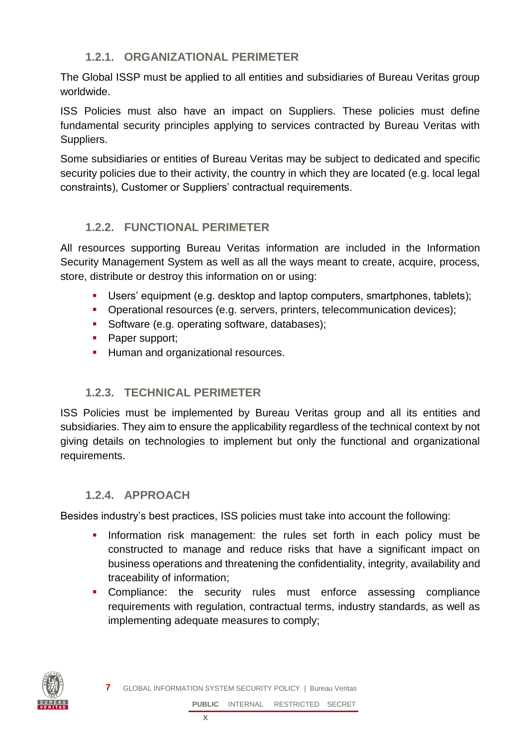### 1.2.1. ORGANIZATIONAL PERIMETER

The Global ISSP must be applied to all entities and subsidiaries of Bureau Veritas group worldwide.

ISS Policies must also have an impact on Suppliers. These policies must define fundamental security principles applying to services contracted by Bureau Veritas with Suppliers.

Some subsidiaries or entities of Bureau Veritas may be subject to dedicated and specific security policies due to their activity, the country in which they are located (e.g. local legal constraints), Customer or Suppliers' contractual requirements.

### 1.2.2. FUNCTIONAL PERIMETER

All resources supporting Bureau Veritas information are included in the Information Security Management System as well as all the ways meant to create, acquire, process, store, distribute or destroy this information on or using:

- Users' equipment (e.g. desktop and laptop computers, smartphones, tablets);
- Operational resources (e.g. servers, printers, telecommunication devices);
- Software (e.g. operating software, databases);
- Paper support;
- Human and organizational resources.

### 1.2.3. TECHNICAL PERIMETER

ISS Policies must be implemented by Bureau Veritas group and all its entities and subsidiaries. They aim to ensure the applicability regardless of the technical context by not giving details on technologies to implement but only the functional and organizational requirements.

### 1.2.4. APPROACH

Besides industry's best practices, ISS policies must take into account the following:

- Information risk management: the rules set forth in each policy must be constructed to manage and reduce risks that have a significant impact on business operations and threatening the confidentiality, integrity, availability and traceability of information;
- Compliance: the security rules must enforce assessing compliance requirements with regulation, contractual terms, industry standards, as well as implementing adequate measures to comply;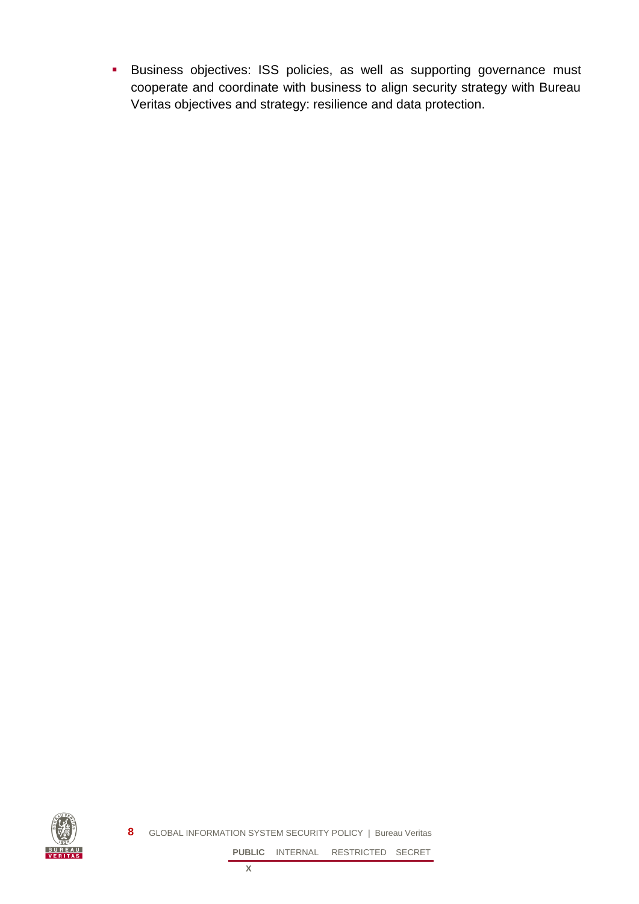- Business objectives: ISS policies, as well as supporting governance must cooperate and coordinate with business to align security strategy with Bureau Veritas objectives and strategy: resilience and data protection.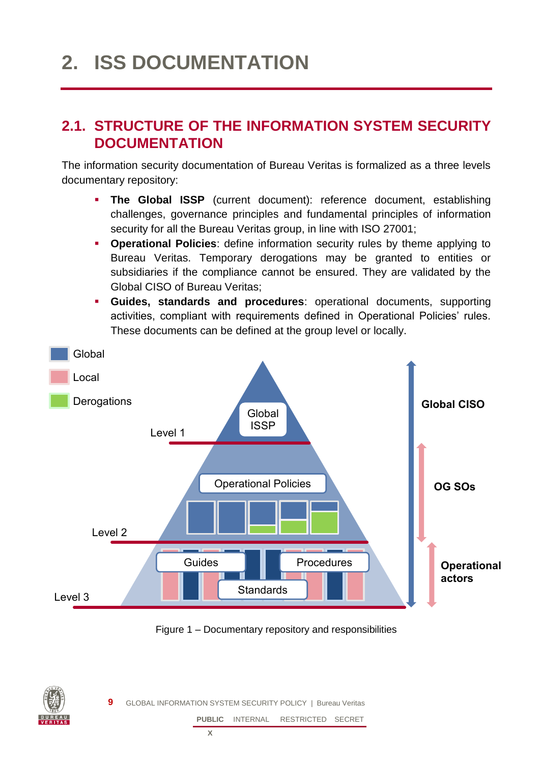# 2. ISS DOCUMENTATION

## 2.1. STRUCTURE OF THE INFORMATION SYSTEM SECURITY DOCUMENTATION

The information security documentation of Bureau Veritas is formalized as a three levels documentary repository:

- **The Global ISSP** (current document): reference document, establishing challenges, governance principles and fundamental principles of information security for all the Bureau Veritas group, in line with ISO 27001;
- **Operational Policies**: define information security rules by theme applying to Bureau Veritas. Temporary derogations may be granted to entities or subsidiaries if the compliance cannot be ensured. They are validated by the Global CISO of Bureau Veritas;
- **Guides, standards and procedures**: operational documents, supporting activities, compliant with requirements defined in Operational Policies' rules. These documents can be defined at the group level or locally.

Figure 1 – Documentary repository and responsibilities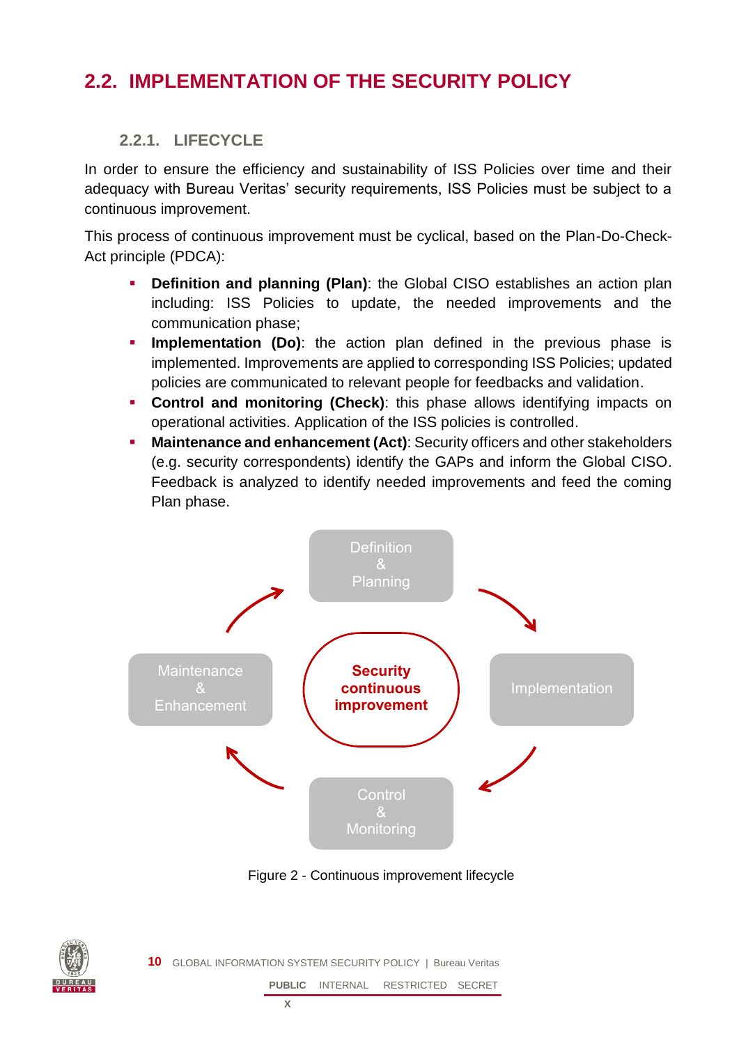## 2.2. IMPLEMENTATION OF THE SECURITY POLICY

### 2.2.1. LIFECYCLE

In order to ensure the efficiency and sustainability of ISS Policies over time and their adequacy with Bureau Veritas' security requirements, ISS Policies must be subject to a continuous improvement.

This process of continuous improvement must be cyclical, based on the Plan-Do-Check-Act principle (PDCA):

- **Definition and planning (Plan)**: the Global CISO establishes an action plan including: ISS Policies to update, the needed improvements and the communication phase;
- **Implementation (Do)**: the action plan defined in the previous phase is implemented. Improvements are applied to corresponding ISS Policies; updated policies are communicated to relevant people for feedbacks and validation.
- **Control and monitoring (Check)**: this phase allows identifying impacts on operational activities. Application of the ISS policies is controlled.
- **Maintenance and enhancement (Act)**: Security officers and other stakeholders (e.g. security correspondents) identify the GAPs and inform the Global CISO. Feedback is analyzed to identify needed improvements and feed the coming Plan phase.

Definition & Planning → Implementation → Control & Monitoring → Maintenance & Enhancement → (Security continuous improvement)

Figure 2 - Continuous improvement lifecycle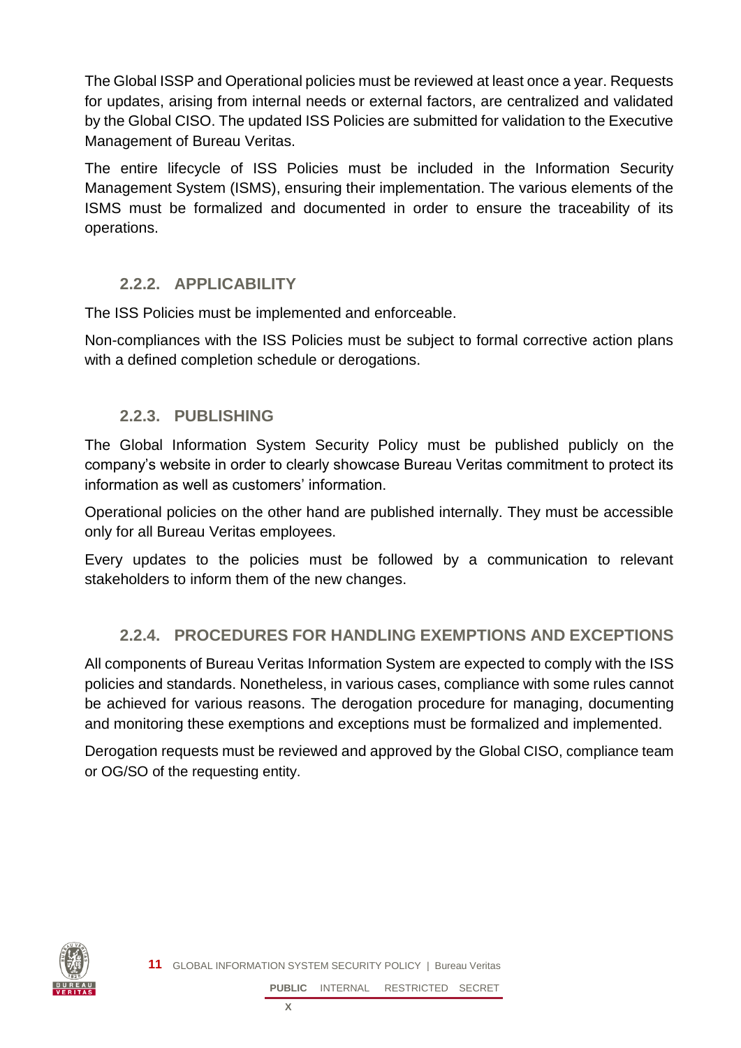The Global ISSP and Operational policies must be reviewed at least once a year. Requests for updates, arising from internal needs or external factors, are centralized and validated by the Global CISO. The updated ISS Policies are submitted for validation to the Executive Management of Bureau Veritas.

The entire lifecycle of ISS Policies must be included in the Information Security Management System (ISMS), ensuring their implementation. The various elements of the ISMS must be formalized and documented in order to ensure the traceability of its operations.

### 2.2.2. APPLICABILITY

The ISS Policies must be implemented and enforceable.

Non-compliances with the ISS Policies must be subject to formal corrective action plans with a defined completion schedule or derogations.

### 2.2.3. PUBLISHING

The Global Information System Security Policy must be published publicly on the company's website in order to clearly showcase Bureau Veritas commitment to protect its information as well as customers' information.

Operational policies on the other hand are published internally. They must be accessible only for all Bureau Veritas employees.

Every updates to the policies must be followed by a communication to relevant stakeholders to inform them of the new changes.

### 2.2.4. PROCEDURES FOR HANDLING EXEMPTIONS AND EXCEPTIONS

All components of Bureau Veritas Information System are expected to comply with the ISS policies and standards. Nonetheless, in various cases, compliance with some rules cannot be achieved for various reasons. The derogation procedure for managing, documenting and monitoring these exemptions and exceptions must be formalized and implemented.

Derogation requests must be reviewed and approved by the Global CISO, compliance team or OG/SO of the requesting entity.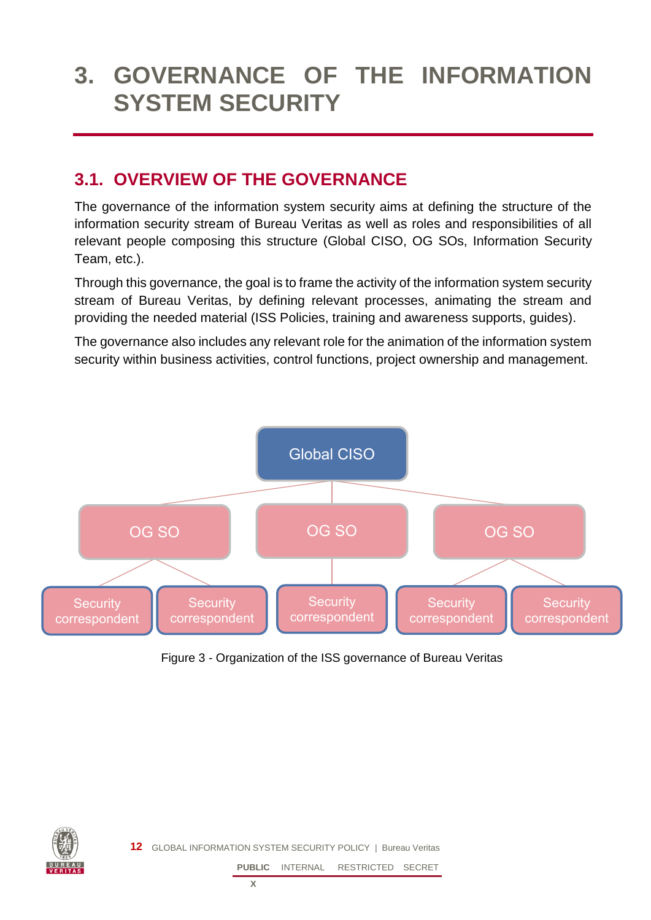# 3. GOVERNANCE OF THE INFORMATION SYSTEM SECURITY

## 3.1. OVERVIEW OF THE GOVERNANCE

The governance of the information system security aims at defining the structure of the information security stream of Bureau Veritas as well as roles and responsibilities of all relevant people composing this structure (Global CISO, OG SOs, Information Security Team, etc.).

Through this governance, the goal is to frame the activity of the information system security stream of Bureau Veritas, by defining relevant processes, animating the stream and providing the needed material (ISS Policies, training and awareness supports, guides).

The governance also includes any relevant role for the animation of the information system security within business activities, control functions, project ownership and management.

Global CISO

OG SO | OG SO | OG SO

Security correspondent | Security correspondent | Security correspondent | Security correspondent | Security correspondent

Figure 3 - Organization of the ISS governance of Bureau Veritas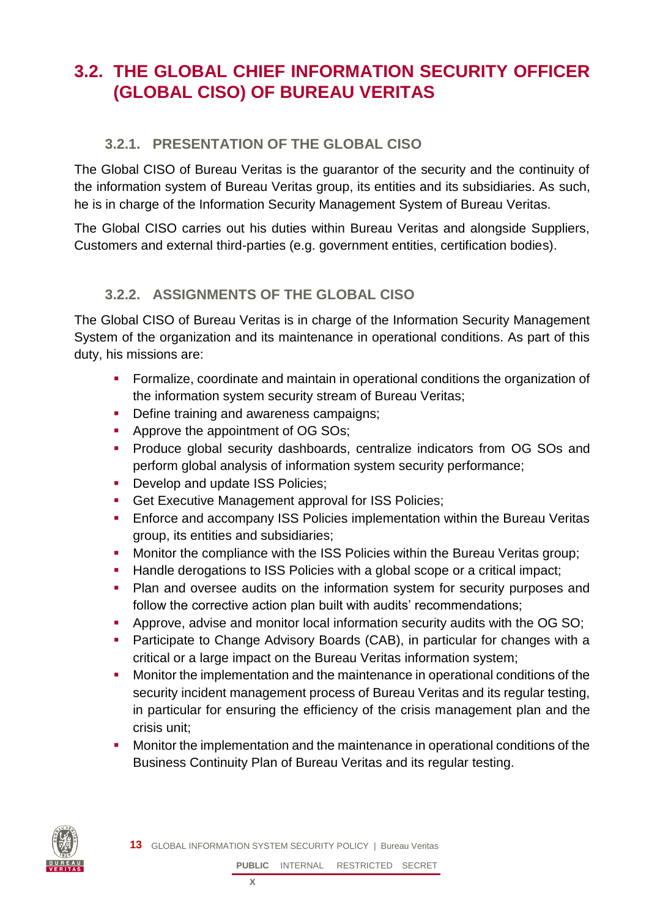## 3.2. THE GLOBAL CHIEF INFORMATION SECURITY OFFICER (GLOBAL CISO) OF BUREAU VERITAS

### 3.2.1. PRESENTATION OF THE GLOBAL CISO

The Global CISO of Bureau Veritas is the guarantor of the security and the continuity of the information system of Bureau Veritas group, its entities and its subsidiaries. As such, he is in charge of the Information Security Management System of Bureau Veritas.

The Global CISO carries out his duties within Bureau Veritas and alongside Suppliers, Customers and external third-parties (e.g. government entities, certification bodies).

### 3.2.2. ASSIGNMENTS OF THE GLOBAL CISO

The Global CISO of Bureau Veritas is in charge of the Information Security Management System of the organization and its maintenance in operational conditions. As part of this duty, his missions are:

- Formalize, coordinate and maintain in operational conditions the organization of the information system security stream of Bureau Veritas;
- Define training and awareness campaigns;
- Approve the appointment of OG SOs;
- Produce global security dashboards, centralize indicators from OG SOs and perform global analysis of information system security performance;
- Develop and update ISS Policies;
- Get Executive Management approval for ISS Policies;
- Enforce and accompany ISS Policies implementation within the Bureau Veritas group, its entities and subsidiaries;
- Monitor the compliance with the ISS Policies within the Bureau Veritas group;
- Handle derogations to ISS Policies with a global scope or a critical impact;
- Plan and oversee audits on the information system for security purposes and follow the corrective action plan built with audits' recommendations;
- Approve, advise and monitor local information security audits with the OG SO;
- Participate to Change Advisory Boards (CAB), in particular for changes with a critical or a large impact on the Bureau Veritas information system;
- Monitor the implementation and the maintenance in operational conditions of the security incident management process of Bureau Veritas and its regular testing, in particular for ensuring the efficiency of the crisis management plan and the crisis unit;
- Monitor the implementation and the maintenance in operational conditions of the Business Continuity Plan of Bureau Veritas and its regular testing.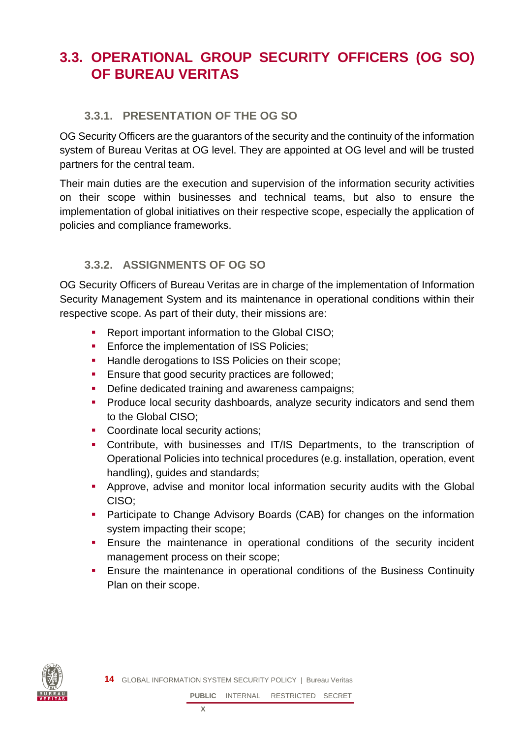## 3.3. OPERATIONAL GROUP SECURITY OFFICERS (OG SO) OF BUREAU VERITAS

### 3.3.1. PRESENTATION OF THE OG SO

OG Security Officers are the guarantors of the security and the continuity of the information system of Bureau Veritas at OG level. They are appointed at OG level and will be trusted partners for the central team.

Their main duties are the execution and supervision of the information security activities on their scope within businesses and technical teams, but also to ensure the implementation of global initiatives on their respective scope, especially the application of policies and compliance frameworks.

### 3.3.2. ASSIGNMENTS OF OG SO

OG Security Officers of Bureau Veritas are in charge of the implementation of Information Security Management System and its maintenance in operational conditions within their respective scope. As part of their duty, their missions are:

- Report important information to the Global CISO;
- Enforce the implementation of ISS Policies;
- Handle derogations to ISS Policies on their scope;
- Ensure that good security practices are followed;
- Define dedicated training and awareness campaigns;
- Produce local security dashboards, analyze security indicators and send them to the Global CISO;
- Coordinate local security actions;
- Contribute, with businesses and IT/IS Departments, to the transcription of Operational Policies into technical procedures (e.g. installation, operation, event handling), guides and standards;
- Approve, advise and monitor local information security audits with the Global CISO;
- Participate to Change Advisory Boards (CAB) for changes on the information system impacting their scope;
- Ensure the maintenance in operational conditions of the security incident management process on their scope;
- Ensure the maintenance in operational conditions of the Business Continuity Plan on their scope.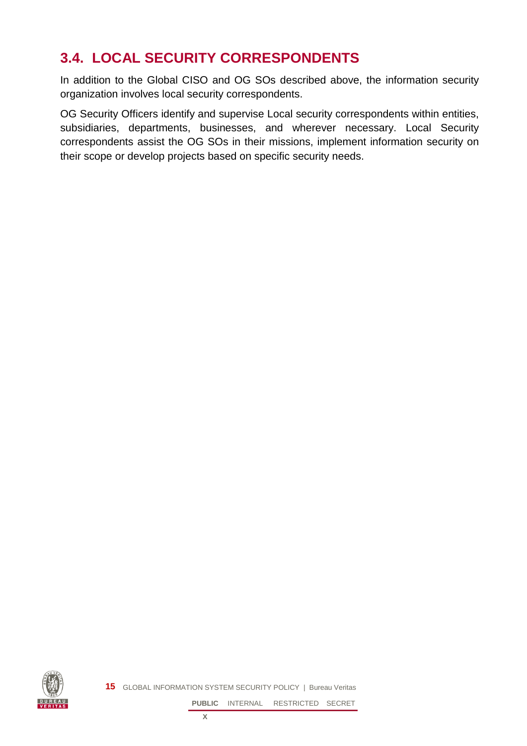## 3.4. LOCAL SECURITY CORRESPONDENTS

In addition to the Global CISO and OG SOs described above, the information security organization involves local security correspondents.

OG Security Officers identify and supervise Local security correspondents within entities, subsidiaries, departments, businesses, and wherever necessary. Local Security correspondents assist the OG SOs in their missions, implement information security on their scope or develop projects based on specific security needs.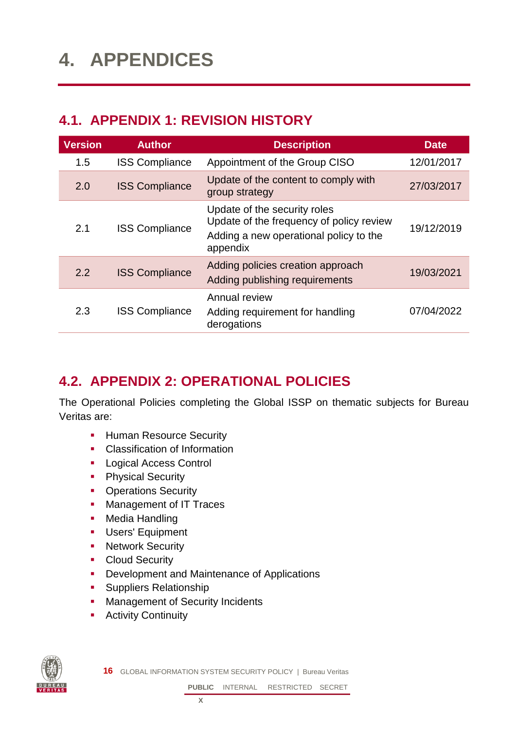# 4. APPENDICES

## 4.1. APPENDIX 1: REVISION HISTORY

| Version | Author | Description | Date |
|---|---|---|---|
| 1.5 | ISS Compliance | Appointment of the Group CISO | 12/01/2017 |
| 2.0 | ISS Compliance | Update of the content to comply with group strategy | 27/03/2017 |
| 2.1 | ISS Compliance | Update of the security roles<br>Update of the frequency of policy review<br>Adding a new operational policy to the appendix | 19/12/2019 |
| 2.2 | ISS Compliance | Adding policies creation approach<br>Adding publishing requirements | 19/03/2021 |
| 2.3 | ISS Compliance | Annual review<br>Adding requirement for handling derogations | 07/04/2022 |

## 4.2. APPENDIX 2: OPERATIONAL POLICIES

The Operational Policies completing the Global ISSP on thematic subjects for Bureau Veritas are:

- Human Resource Security
- Classification of Information
- Logical Access Control
- Physical Security
- Operations Security
- Management of IT Traces
- Media Handling
- Users' Equipment
- Network Security
- Cloud Security
- Development and Maintenance of Applications
- Suppliers Relationship
- Management of Security Incidents
- Activity Continuity